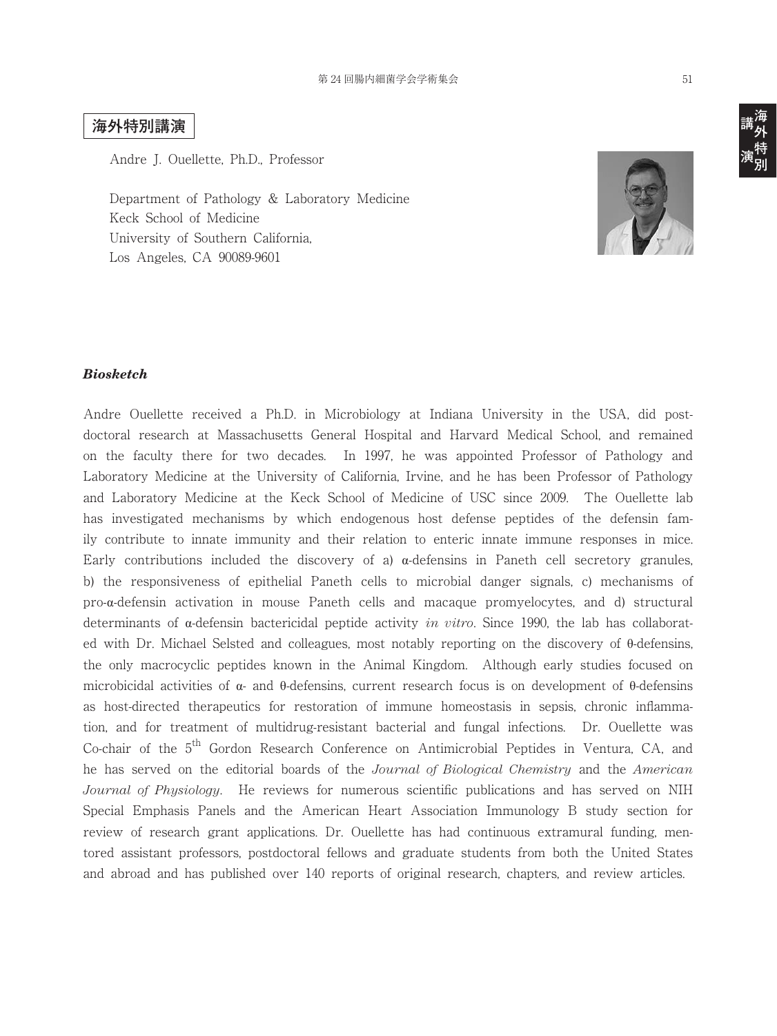## 海外特別講演

Andre J. Ouellette, Ph.D., Professor

Department of Pathology & Laboratory Medicine
Keck School of Medicine
University of Southern California,
Los Angeles, CA 90089-9601

### *Biosketch*

Andre Ouellette received a Ph.D. in Microbiology at Indiana University in the USA, did postdoctoral research at Massachusetts General Hospital and Harvard Medical School, and remained on the faculty there for two decades. In 1997, he was appointed Professor of Pathology and Laboratory Medicine at the University of California, Irvine, and he has been Professor of Pathology and Laboratory Medicine at the Keck School of Medicine of USC since 2009. The Ouellette lab has investigated mechanisms by which endogenous host defense peptides of the defensin family contribute to innate immunity and their relation to enteric innate immune responses in mice. Early contributions included the discovery of a) α-defensins in Paneth cell secretory granules, b) the responsiveness of epithelial Paneth cells to microbial danger signals, c) mechanisms of pro-α-defensin activation in mouse Paneth cells and macaque promyelocytes, and d) structural determinants of α-defensin bactericidal peptide activity *in vitro*. Since 1990, the lab has collaborated with Dr. Michael Selsted and colleagues, most notably reporting on the discovery of θ-defensins, the only macrocyclic peptides known in the Animal Kingdom. Although early studies focused on microbicidal activities of α- and θ-defensins, current research focus is on development of θ-defensins as host-directed therapeutics for restoration of immune homeostasis in sepsis, chronic inflammation, and for treatment of multidrug-resistant bacterial and fungal infections. Dr. Ouellette was Co-chair of the 5$^{th}$ Gordon Research Conference on Antimicrobial Peptides in Ventura, CA, and he has served on the editorial boards of the *Journal of Biological Chemistry* and the *American Journal of Physiology*. He reviews for numerous scientific publications and has served on NIH Special Emphasis Panels and the American Heart Association Immunology B study section for review of research grant applications. Dr. Ouellette has had continuous extramural funding, mentored assistant professors, postdoctoral fellows and graduate students from both the United States and abroad and has published over 140 reports of original research, chapters, and review articles.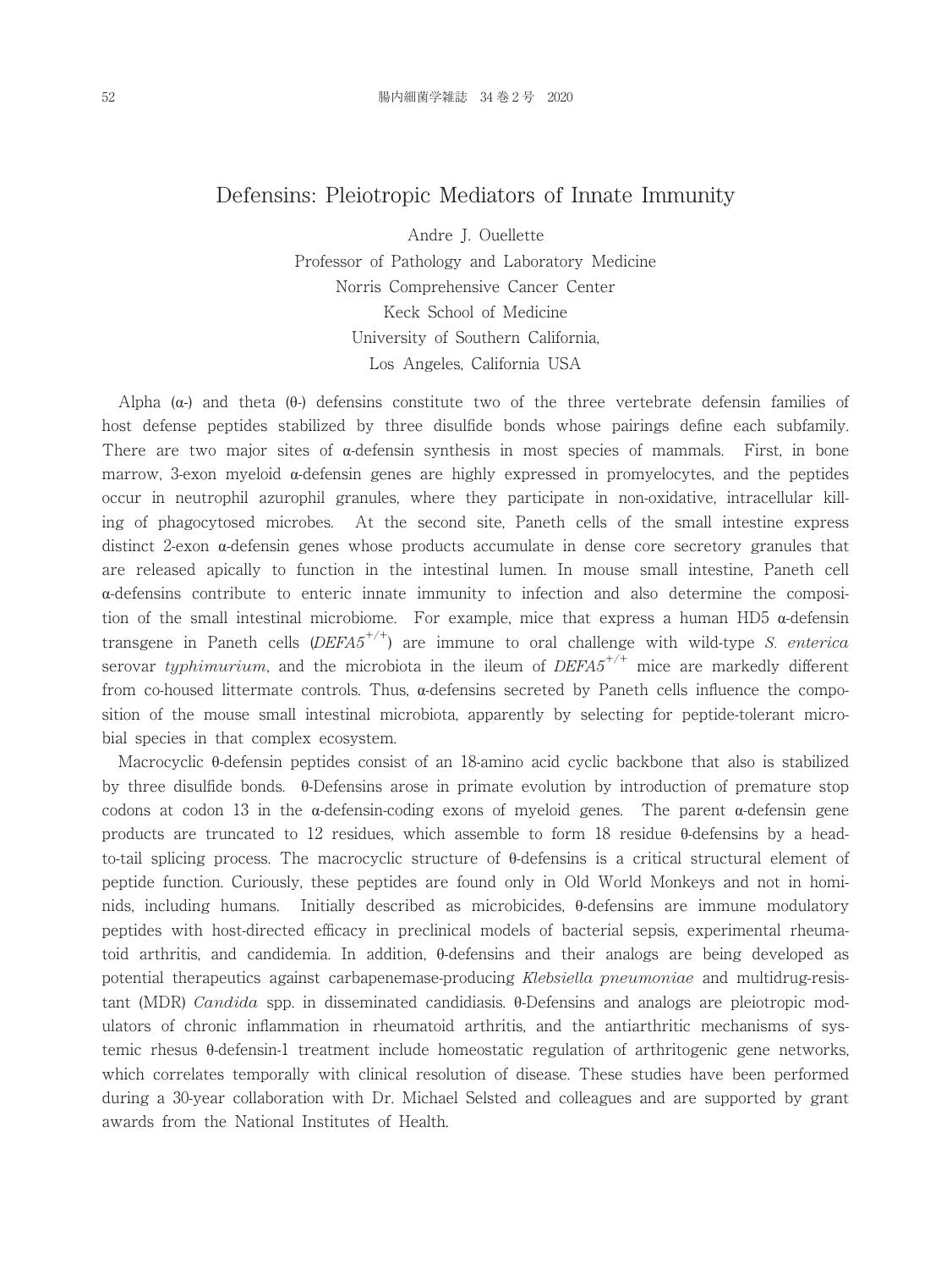# Defensins: Pleiotropic Mediators of Innate Immunity

Andre J. Ouellette
Professor of Pathology and Laboratory Medicine
Norris Comprehensive Cancer Center
Keck School of Medicine
University of Southern California,
Los Angeles, California USA

Alpha (α-) and theta (θ-) defensins constitute two of the three vertebrate defensin families of host defense peptides stabilized by three disulfide bonds whose pairings define each subfamily. There are two major sites of α-defensin synthesis in most species of mammals. First, in bone marrow, 3-exon myeloid α-defensin genes are highly expressed in promyelocytes, and the peptides occur in neutrophil azurophil granules, where they participate in non-oxidative, intracellular killing of phagocytosed microbes. At the second site, Paneth cells of the small intestine express distinct 2-exon α-defensin genes whose products accumulate in dense core secretory granules that are released apically to function in the intestinal lumen. In mouse small intestine, Paneth cell α-defensins contribute to enteric innate immunity to infection and also determine the composition of the small intestinal microbiome. For example, mice that express a human HD5 α-defensin transgene in Paneth cells (*DEFA5*$^{+/+}$) are immune to oral challenge with wild-type *S. enterica* serovar *typhimurium*, and the microbiota in the ileum of *DEFA5*$^{+/+}$ mice are markedly different from co-housed littermate controls. Thus, α-defensins secreted by Paneth cells influence the composition of the mouse small intestinal microbiota, apparently by selecting for peptide-tolerant microbial species in that complex ecosystem.

Macrocyclic θ-defensin peptides consist of an 18-amino acid cyclic backbone that also is stabilized by three disulfide bonds. θ-Defensins arose in primate evolution by introduction of premature stop codons at codon 13 in the α-defensin-coding exons of myeloid genes. The parent α-defensin gene products are truncated to 12 residues, which assemble to form 18 residue θ-defensins by a head-to-tail splicing process. The macrocyclic structure of θ-defensins is a critical structural element of peptide function. Curiously, these peptides are found only in Old World Monkeys and not in hominids, including humans. Initially described as microbicides, θ-defensins are immune modulatory peptides with host-directed efficacy in preclinical models of bacterial sepsis, experimental rheumatoid arthritis, and candidemia. In addition, θ-defensins and their analogs are being developed as potential therapeutics against carbapenemase-producing *Klebsiella pneumoniae* and multidrug-resistant (MDR) *Candida* spp. in disseminated candidiasis. θ-Defensins and analogs are pleiotropic modulators of chronic inflammation in rheumatoid arthritis, and the antiarthritic mechanisms of systemic rhesus θ-defensin-1 treatment include homeostatic regulation of arthritogenic gene networks, which correlates temporally with clinical resolution of disease. These studies have been performed during a 30-year collaboration with Dr. Michael Selsted and colleagues and are supported by grant awards from the National Institutes of Health.